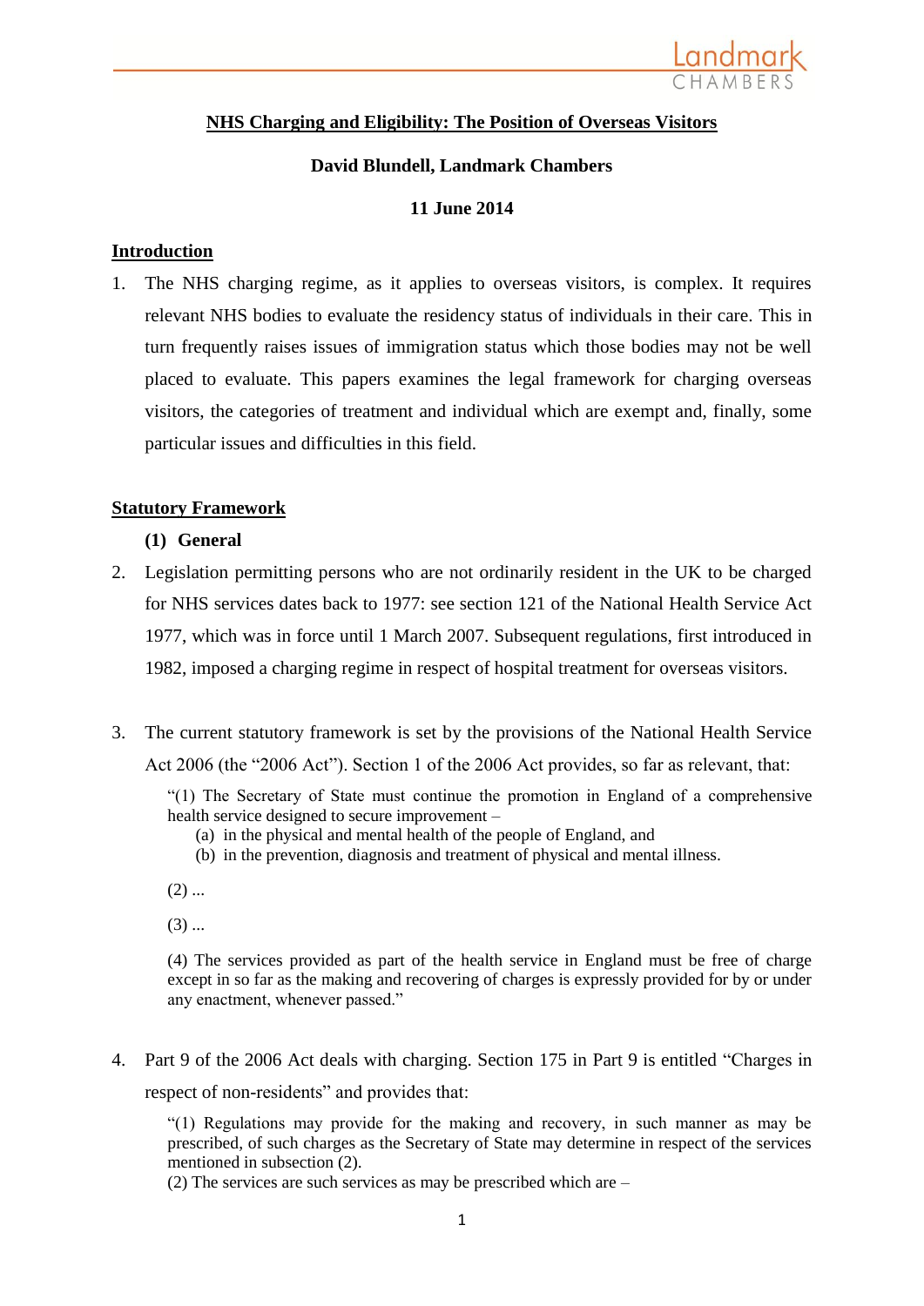## NHS Charging and Eligibility: The Position of Overseas Visitors

**David Blundell, Landmark Chambers**

**11 June 2014**

### Introduction

1. The NHS charging regime, as it applies to overseas visitors, is complex. It requires relevant NHS bodies to evaluate the residency status of individuals in their care. This in turn frequently raises issues of immigration status which those bodies may not be well placed to evaluate. This papers examines the legal framework for charging overseas visitors, the categories of treatment and individual which are exempt and, finally, some particular issues and difficulties in this field.

### Statutory Framework

**(1) General**

2. Legislation permitting persons who are not ordinarily resident in the UK to be charged for NHS services dates back to 1977: see section 121 of the National Health Service Act 1977, which was in force until 1 March 2007. Subsequent regulations, first introduced in 1982, imposed a charging regime in respect of hospital treatment for overseas visitors.

3. The current statutory framework is set by the provisions of the National Health Service Act 2006 (the "2006 Act"). Section 1 of the 2006 Act provides, so far as relevant, that:

> "(1) The Secretary of State must continue the promotion in England of a comprehensive health service designed to secure improvement –
>
> (a) in the physical and mental health of the people of England, and
>
> (b) in the prevention, diagnosis and treatment of physical and mental illness.
>
> (2) ...
>
> (3) ...
>
> (4) The services provided as part of the health service in England must be free of charge except in so far as the making and recovering of charges is expressly provided for by or under any enactment, whenever passed."

4. Part 9 of the 2006 Act deals with charging. Section 175 in Part 9 is entitled "Charges in respect of non-residents" and provides that:

> "(1) Regulations may provide for the making and recovery, in such manner as may be prescribed, of such charges as the Secretary of State may determine in respect of the services mentioned in subsection (2).
>
> (2) The services are such services as may be prescribed which are –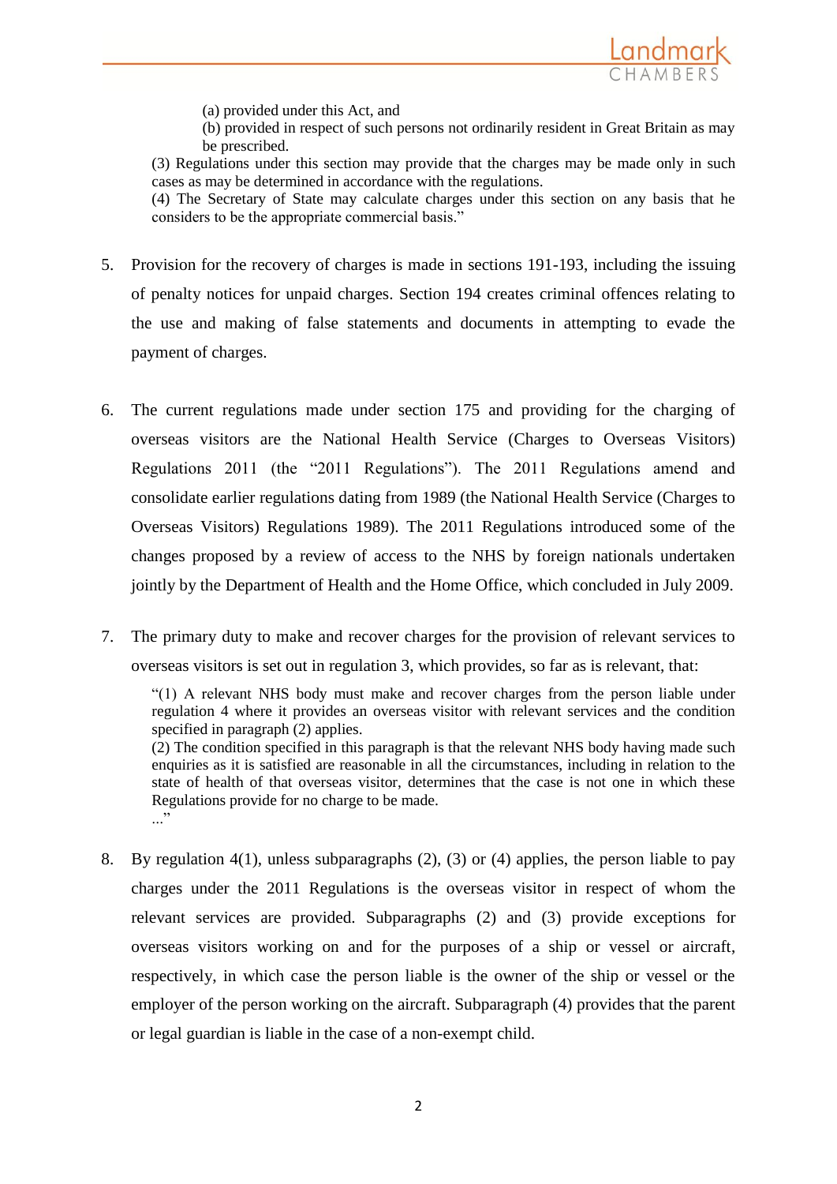> (a) provided under this Act, and
>
> (b) provided in respect of such persons not ordinarily resident in Great Britain as may be prescribed.
>
> (3) Regulations under this section may provide that the charges may be made only in such cases as may be determined in accordance with the regulations.
>
> (4) The Secretary of State may calculate charges under this section on any basis that he considers to be the appropriate commercial basis."

5. Provision for the recovery of charges is made in sections 191-193, including the issuing of penalty notices for unpaid charges. Section 194 creates criminal offences relating to the use and making of false statements and documents in attempting to evade the payment of charges.

6. The current regulations made under section 175 and providing for the charging of overseas visitors are the National Health Service (Charges to Overseas Visitors) Regulations 2011 (the "2011 Regulations"). The 2011 Regulations amend and consolidate earlier regulations dating from 1989 (the National Health Service (Charges to Overseas Visitors) Regulations 1989). The 2011 Regulations introduced some of the changes proposed by a review of access to the NHS by foreign nationals undertaken jointly by the Department of Health and the Home Office, which concluded in July 2009.

7. The primary duty to make and recover charges for the provision of relevant services to overseas visitors is set out in regulation 3, which provides, so far as is relevant, that:

> "(1) A relevant NHS body must make and recover charges from the person liable under regulation 4 where it provides an overseas visitor with relevant services and the condition specified in paragraph (2) applies.
>
> (2) The condition specified in this paragraph is that the relevant NHS body having made such enquiries as it is satisfied are reasonable in all the circumstances, including in relation to the state of health of that overseas visitor, determines that the case is not one in which these Regulations provide for no charge to be made.
>
> ..."

8. By regulation 4(1), unless subparagraphs (2), (3) or (4) applies, the person liable to pay charges under the 2011 Regulations is the overseas visitor in respect of whom the relevant services are provided. Subparagraphs (2) and (3) provide exceptions for overseas visitors working on and for the purposes of a ship or vessel or aircraft, respectively, in which case the person liable is the owner of the ship or vessel or the employer of the person working on the aircraft. Subparagraph (4) provides that the parent or legal guardian is liable in the case of a non-exempt child.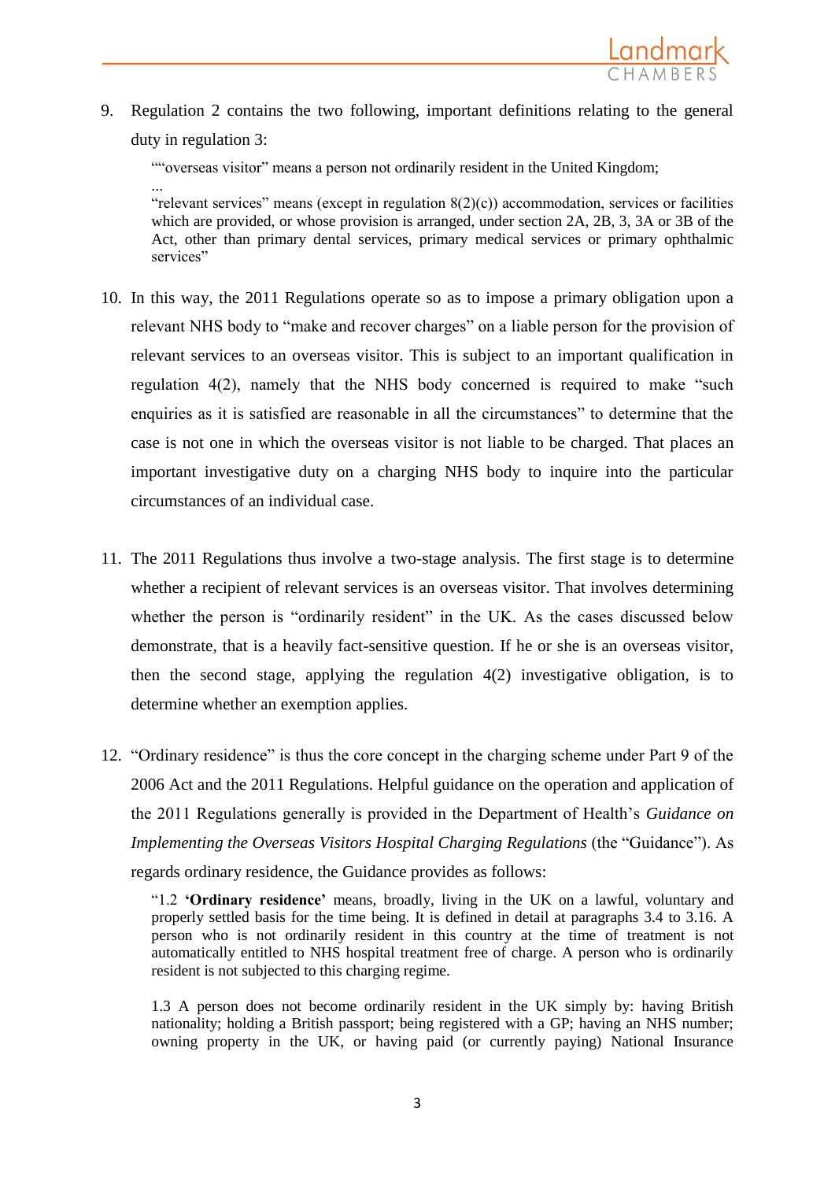9. Regulation 2 contains the two following, important definitions relating to the general duty in regulation 3:

> ""overseas visitor" means a person not ordinarily resident in the United Kingdom;
>
> ...
>
> "relevant services" means (except in regulation 8(2)(c)) accommodation, services or facilities which are provided, or whose provision is arranged, under section 2A, 2B, 3, 3A or 3B of the Act, other than primary dental services, primary medical services or primary ophthalmic services"

10. In this way, the 2011 Regulations operate so as to impose a primary obligation upon a relevant NHS body to "make and recover charges" on a liable person for the provision of relevant services to an overseas visitor. This is subject to an important qualification in regulation 4(2), namely that the NHS body concerned is required to make "such enquiries as it is satisfied are reasonable in all the circumstances" to determine that the case is not one in which the overseas visitor is not liable to be charged. That places an important investigative duty on a charging NHS body to inquire into the particular circumstances of an individual case.

11. The 2011 Regulations thus involve a two-stage analysis. The first stage is to determine whether a recipient of relevant services is an overseas visitor. That involves determining whether the person is "ordinarily resident" in the UK. As the cases discussed below demonstrate, that is a heavily fact-sensitive question. If he or she is an overseas visitor, then the second stage, applying the regulation 4(2) investigative obligation, is to determine whether an exemption applies.

12. "Ordinary residence" is thus the core concept in the charging scheme under Part 9 of the 2006 Act and the 2011 Regulations. Helpful guidance on the operation and application of the 2011 Regulations generally is provided in the Department of Health's *Guidance on Implementing the Overseas Visitors Hospital Charging Regulations* (the "Guidance"). As regards ordinary residence, the Guidance provides as follows:

> "1.2 **'Ordinary residence'** means, broadly, living in the UK on a lawful, voluntary and properly settled basis for the time being. It is defined in detail at paragraphs 3.4 to 3.16. A person who is not ordinarily resident in this country at the time of treatment is not automatically entitled to NHS hospital treatment free of charge. A person who is ordinarily resident is not subjected to this charging regime.
>
> 1.3 A person does not become ordinarily resident in the UK simply by: having British nationality; holding a British passport; being registered with a GP; having an NHS number; owning property in the UK, or having paid (or currently paying) National Insurance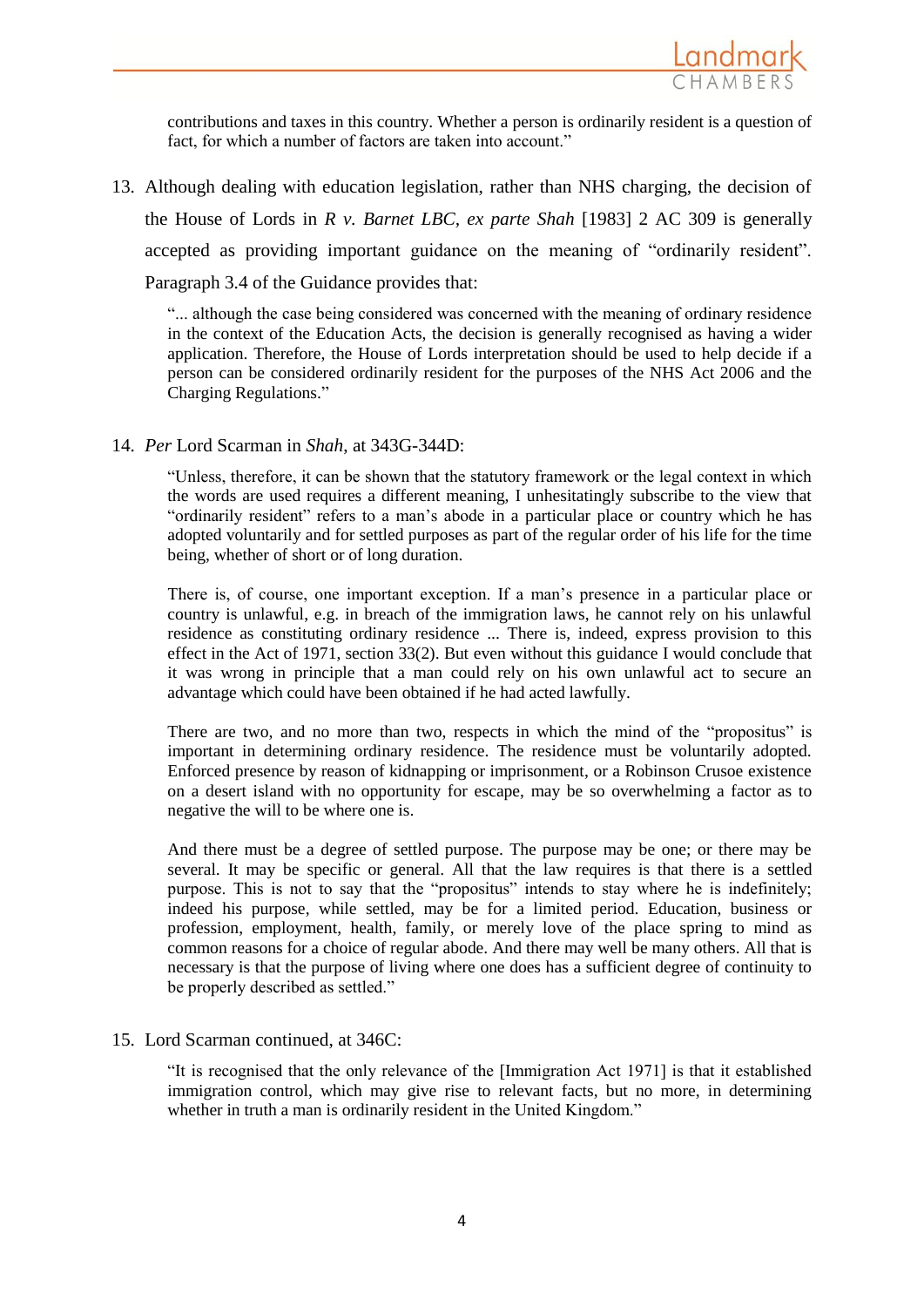contributions and taxes in this country. Whether a person is ordinarily resident is a question of fact, for which a number of factors are taken into account."

13. Although dealing with education legislation, rather than NHS charging, the decision of the House of Lords in *R v. Barnet LBC, ex parte Shah* [1983] 2 AC 309 is generally accepted as providing important guidance on the meaning of "ordinarily resident". Paragraph 3.4 of the Guidance provides that:

> "... although the case being considered was concerned with the meaning of ordinary residence in the context of the Education Acts, the decision is generally recognised as having a wider application. Therefore, the House of Lords interpretation should be used to help decide if a person can be considered ordinarily resident for the purposes of the NHS Act 2006 and the Charging Regulations."

14. *Per* Lord Scarman in *Shah*, at 343G-344D:

> "Unless, therefore, it can be shown that the statutory framework or the legal context in which the words are used requires a different meaning, I unhesitatingly subscribe to the view that "ordinarily resident" refers to a man's abode in a particular place or country which he has adopted voluntarily and for settled purposes as part of the regular order of his life for the time being, whether of short or of long duration.
>
> There is, of course, one important exception. If a man's presence in a particular place or country is unlawful, e.g. in breach of the immigration laws, he cannot rely on his unlawful residence as constituting ordinary residence ... There is, indeed, express provision to this effect in the Act of 1971, section 33(2). But even without this guidance I would conclude that it was wrong in principle that a man could rely on his own unlawful act to secure an advantage which could have been obtained if he had acted lawfully.
>
> There are two, and no more than two, respects in which the mind of the "propositus" is important in determining ordinary residence. The residence must be voluntarily adopted. Enforced presence by reason of kidnapping or imprisonment, or a Robinson Crusoe existence on a desert island with no opportunity for escape, may be so overwhelming a factor as to negative the will to be where one is.
>
> And there must be a degree of settled purpose. The purpose may be one; or there may be several. It may be specific or general. All that the law requires is that there is a settled purpose. This is not to say that the "propositus" intends to stay where he is indefinitely; indeed his purpose, while settled, may be for a limited period. Education, business or profession, employment, health, family, or merely love of the place spring to mind as common reasons for a choice of regular abode. And there may well be many others. All that is necessary is that the purpose of living where one does has a sufficient degree of continuity to be properly described as settled."

15. Lord Scarman continued, at 346C:

> "It is recognised that the only relevance of the [Immigration Act 1971] is that it established immigration control, which may give rise to relevant facts, but no more, in determining whether in truth a man is ordinarily resident in the United Kingdom."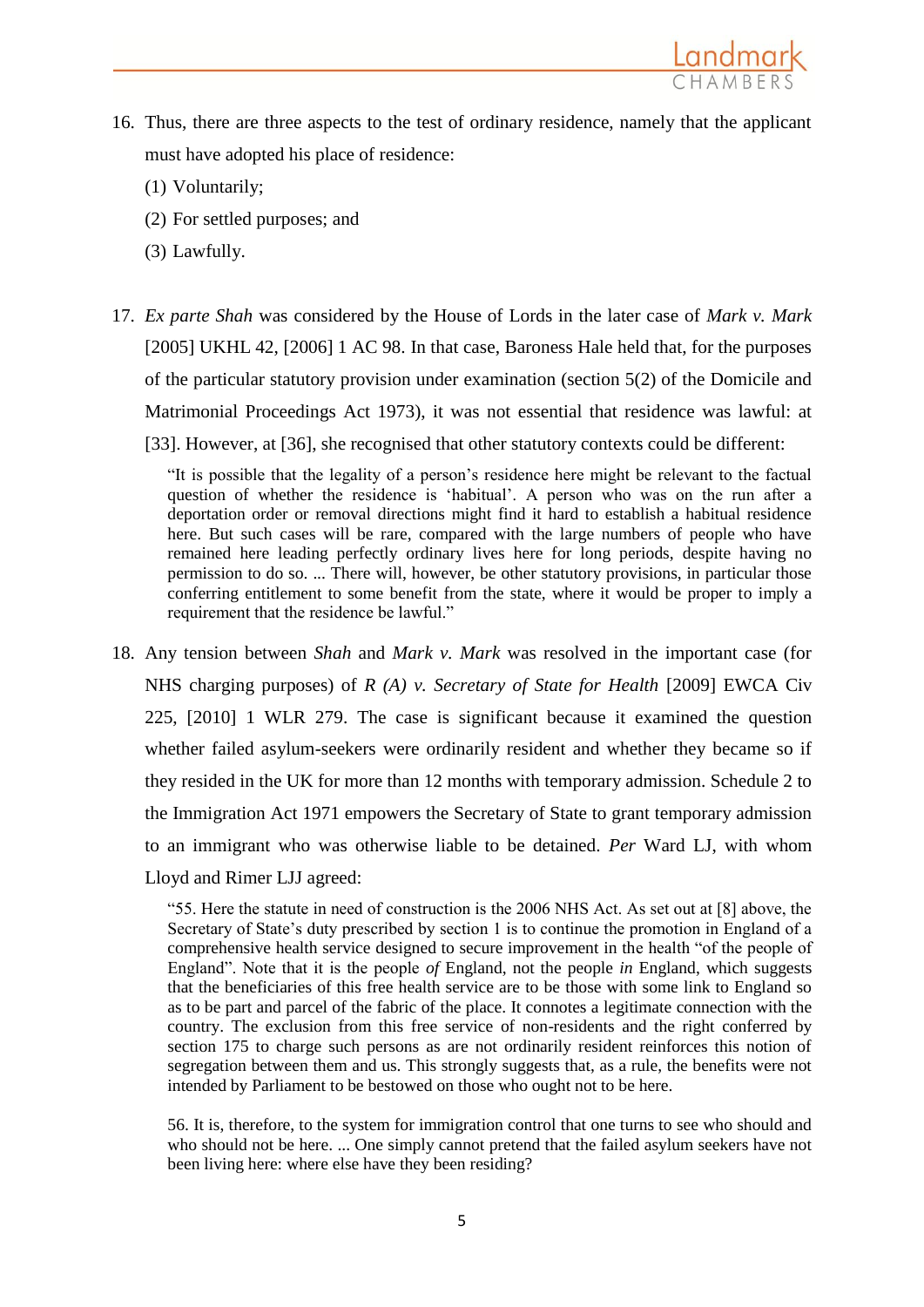16. Thus, there are three aspects to the test of ordinary residence, namely that the applicant must have adopted his place of residence:

    (1) Voluntarily;

    (2) For settled purposes; and

    (3) Lawfully.

17. *Ex parte Shah* was considered by the House of Lords in the later case of *Mark v. Mark* [2005] UKHL 42, [2006] 1 AC 98. In that case, Baroness Hale held that, for the purposes of the particular statutory provision under examination (section 5(2) of the Domicile and Matrimonial Proceedings Act 1973), it was not essential that residence was lawful: at [33]. However, at [36], she recognised that other statutory contexts could be different:

    > "It is possible that the legality of a person's residence here might be relevant to the factual question of whether the residence is 'habitual'. A person who was on the run after a deportation order or removal directions might find it hard to establish a habitual residence here. But such cases will be rare, compared with the large numbers of people who have remained here leading perfectly ordinary lives here for long periods, despite having no permission to do so. ... There will, however, be other statutory provisions, in particular those conferring entitlement to some benefit from the state, where it would be proper to imply a requirement that the residence be lawful."

18. Any tension between *Shah* and *Mark v. Mark* was resolved in the important case (for NHS charging purposes) of *R (A) v. Secretary of State for Health* [2009] EWCA Civ 225, [2010] 1 WLR 279. The case is significant because it examined the question whether failed asylum-seekers were ordinarily resident and whether they became so if they resided in the UK for more than 12 months with temporary admission. Schedule 2 to the Immigration Act 1971 empowers the Secretary of State to grant temporary admission to an immigrant who was otherwise liable to be detained. *Per* Ward LJ, with whom Lloyd and Rimer LJJ agreed:

    > "55. Here the statute in need of construction is the 2006 NHS Act. As set out at [8] above, the Secretary of State's duty prescribed by section 1 is to continue the promotion in England of a comprehensive health service designed to secure improvement in the health "of the people of England". Note that it is the people *of* England, not the people *in* England, which suggests that the beneficiaries of this free health service are to be those with some link to England so as to be part and parcel of the fabric of the place. It connotes a legitimate connection with the country. The exclusion from this free service of non-residents and the right conferred by section 175 to charge such persons as are not ordinarily resident reinforces this notion of segregation between them and us. This strongly suggests that, as a rule, the benefits were not intended by Parliament to be bestowed on those who ought not to be here.
    >
    > 56. It is, therefore, to the system for immigration control that one turns to see who should and who should not be here. ... One simply cannot pretend that the failed asylum seekers have not been living here: where else have they been residing?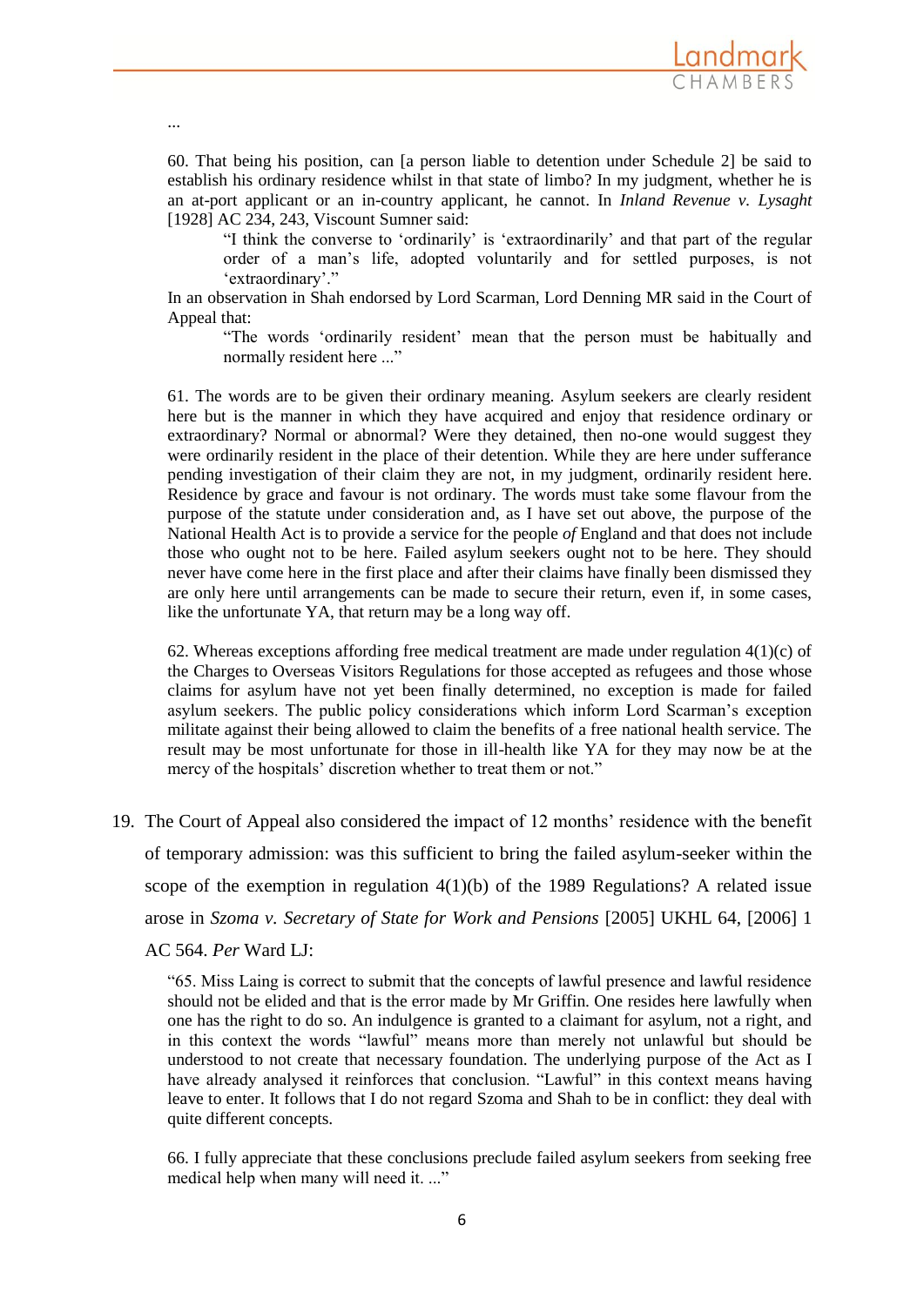...

60. That being his position, can [a person liable to detention under Schedule 2] be said to establish his ordinary residence whilst in that state of limbo? In my judgment, whether he is an at-port applicant or an in-country applicant, he cannot. In *Inland Revenue v. Lysaght* [1928] AC 234, 243, Viscount Sumner said:

> "I think the converse to 'ordinarily' is 'extraordinarily' and that part of the regular order of a man's life, adopted voluntarily and for settled purposes, is not 'extraordinary'."

In an observation in Shah endorsed by Lord Scarman, Lord Denning MR said in the Court of Appeal that:

> "The words 'ordinarily resident' mean that the person must be habitually and normally resident here ..."

61. The words are to be given their ordinary meaning. Asylum seekers are clearly resident here but is the manner in which they have acquired and enjoy that residence ordinary or extraordinary? Normal or abnormal? Were they detained, then no-one would suggest they were ordinarily resident in the place of their detention. While they are here under sufferance pending investigation of their claim they are not, in my judgment, ordinarily resident here. Residence by grace and favour is not ordinary. The words must take some flavour from the purpose of the statute under consideration and, as I have set out above, the purpose of the National Health Act is to provide a service for the people *of* England and that does not include those who ought not to be here. Failed asylum seekers ought not to be here. They should never have come here in the first place and after their claims have finally been dismissed they are only here until arrangements can be made to secure their return, even if, in some cases, like the unfortunate YA, that return may be a long way off.

62. Whereas exceptions affording free medical treatment are made under regulation 4(1)(c) of the Charges to Overseas Visitors Regulations for those accepted as refugees and those whose claims for asylum have not yet been finally determined, no exception is made for failed asylum seekers. The public policy considerations which inform Lord Scarman's exception militate against their being allowed to claim the benefits of a free national health service. The result may be most unfortunate for those in ill-health like YA for they may now be at the mercy of the hospitals' discretion whether to treat them or not."

19. The Court of Appeal also considered the impact of 12 months' residence with the benefit of temporary admission: was this sufficient to bring the failed asylum-seeker within the scope of the exemption in regulation 4(1)(b) of the 1989 Regulations? A related issue arose in *Szoma v. Secretary of State for Work and Pensions* [2005] UKHL 64, [2006] 1 AC 564. *Per* Ward LJ:

"65. Miss Laing is correct to submit that the concepts of lawful presence and lawful residence should not be elided and that is the error made by Mr Griffin. One resides here lawfully when one has the right to do so. An indulgence is granted to a claimant for asylum, not a right, and in this context the words "lawful" means more than merely not unlawful but should be understood to not create that necessary foundation. The underlying purpose of the Act as I have already analysed it reinforces that conclusion. "Lawful" in this context means having leave to enter. It follows that I do not regard Szoma and Shah to be in conflict: they deal with quite different concepts.

66. I fully appreciate that these conclusions preclude failed asylum seekers from seeking free medical help when many will need it. ..."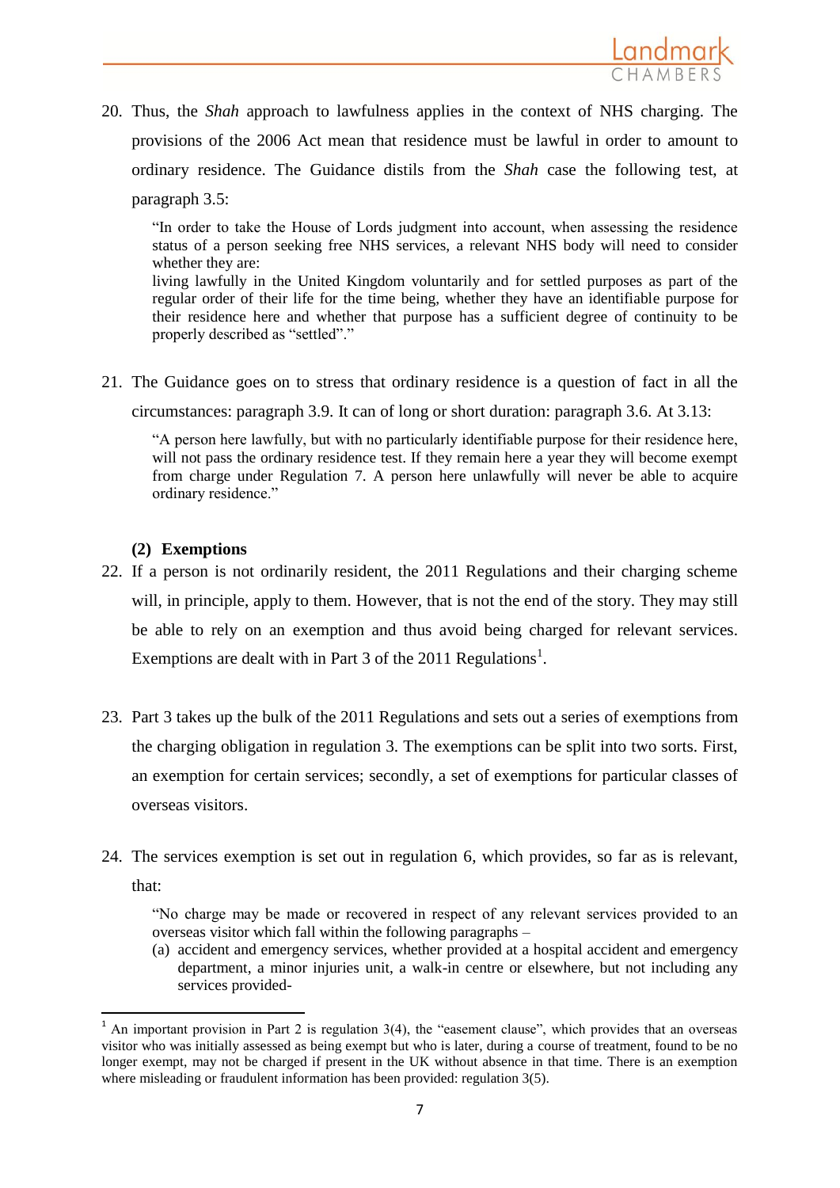20. Thus, the *Shah* approach to lawfulness applies in the context of NHS charging. The provisions of the 2006 Act mean that residence must be lawful in order to amount to ordinary residence. The Guidance distils from the *Shah* case the following test, at paragraph 3.5:

> "In order to take the House of Lords judgment into account, when assessing the residence status of a person seeking free NHS services, a relevant NHS body will need to consider whether they are:
> living lawfully in the United Kingdom voluntarily and for settled purposes as part of the regular order of their life for the time being, whether they have an identifiable purpose for their residence here and whether that purpose has a sufficient degree of continuity to be properly described as "settled"."

21. The Guidance goes on to stress that ordinary residence is a question of fact in all the circumstances: paragraph 3.9. It can of long or short duration: paragraph 3.6. At 3.13:

> "A person here lawfully, but with no particularly identifiable purpose for their residence here, will not pass the ordinary residence test. If they remain here a year they will become exempt from charge under Regulation 7. A person here unlawfully will never be able to acquire ordinary residence."

**(2) Exemptions**

22. If a person is not ordinarily resident, the 2011 Regulations and their charging scheme will, in principle, apply to them. However, that is not the end of the story. They may still be able to rely on an exemption and thus avoid being charged for relevant services. Exemptions are dealt with in Part 3 of the 2011 Regulations[1].

23. Part 3 takes up the bulk of the 2011 Regulations and sets out a series of exemptions from the charging obligation in regulation 3. The exemptions can be split into two sorts. First, an exemption for certain services; secondly, a set of exemptions for particular classes of overseas visitors.

24. The services exemption is set out in regulation 6, which provides, so far as is relevant, that:

> "No charge may be made or recovered in respect of any relevant services provided to an overseas visitor which fall within the following paragraphs –
> (a) accident and emergency services, whether provided at a hospital accident and emergency department, a minor injuries unit, a walk-in centre or elsewhere, but not including any services provided-

[1] An important provision in Part 2 is regulation 3(4), the "easement clause", which provides that an overseas visitor who was initially assessed as being exempt but who is later, during a course of treatment, found to be no longer exempt, may not be charged if present in the UK without absence in that time. There is an exemption where misleading or fraudulent information has been provided: regulation 3(5).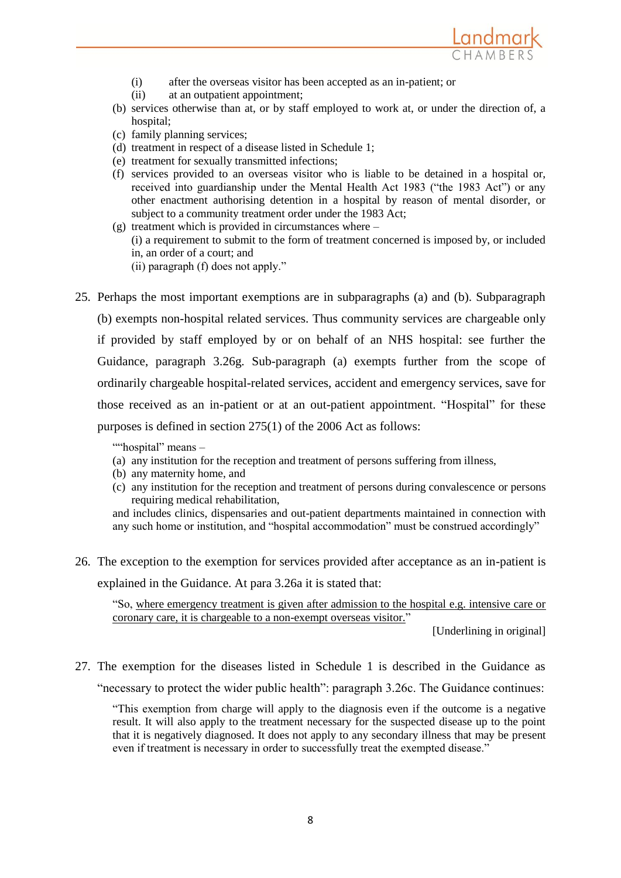- (i) after the overseas visitor has been accepted as an in-patient; or
- (ii) at an outpatient appointment;

(b) services otherwise than at, or by staff employed to work at, or under the direction of, a hospital;

(c) family planning services;

(d) treatment in respect of a disease listed in Schedule 1;

(e) treatment for sexually transmitted infections;

(f) services provided to an overseas visitor who is liable to be detained in a hospital or, received into guardianship under the Mental Health Act 1983 ("the 1983 Act") or any other enactment authorising detention in a hospital by reason of mental disorder, or subject to a community treatment order under the 1983 Act;

(g) treatment which is provided in circumstances where –
(i) a requirement to submit to the form of treatment concerned is imposed by, or included in, an order of a court; and
(ii) paragraph (f) does not apply."

25. Perhaps the most important exemptions are in subparagraphs (a) and (b). Subparagraph (b) exempts non-hospital related services. Thus community services are chargeable only if provided by staff employed by or on behalf of an NHS hospital: see further the Guidance, paragraph 3.26g. Sub-paragraph (a) exempts further from the scope of ordinarily chargeable hospital-related services, accident and emergency services, save for those received as an in-patient or at an out-patient appointment. "Hospital" for these purposes is defined in section 275(1) of the 2006 Act as follows:

> ""hospital" means –
> (a) any institution for the reception and treatment of persons suffering from illness,
> (b) any maternity home, and
> (c) any institution for the reception and treatment of persons during convalescence or persons requiring medical rehabilitation,
>
> and includes clinics, dispensaries and out-patient departments maintained in connection with any such home or institution, and "hospital accommodation" must be construed accordingly"

26. The exception to the exemption for services provided after acceptance as an in-patient is explained in the Guidance. At para 3.26a it is stated that:

> "So, <u>where emergency treatment is given after admission to the hospital e.g. intensive care or coronary care, it is chargeable to a non-exempt overseas visitor.</u>"
>
> [Underlining in original]

27. The exemption for the diseases listed in Schedule 1 is described in the Guidance as "necessary to protect the wider public health": paragraph 3.26c. The Guidance continues:

> "This exemption from charge will apply to the diagnosis even if the outcome is a negative result. It will also apply to the treatment necessary for the suspected disease up to the point that it is negatively diagnosed. It does not apply to any secondary illness that may be present even if treatment is necessary in order to successfully treat the exempted disease."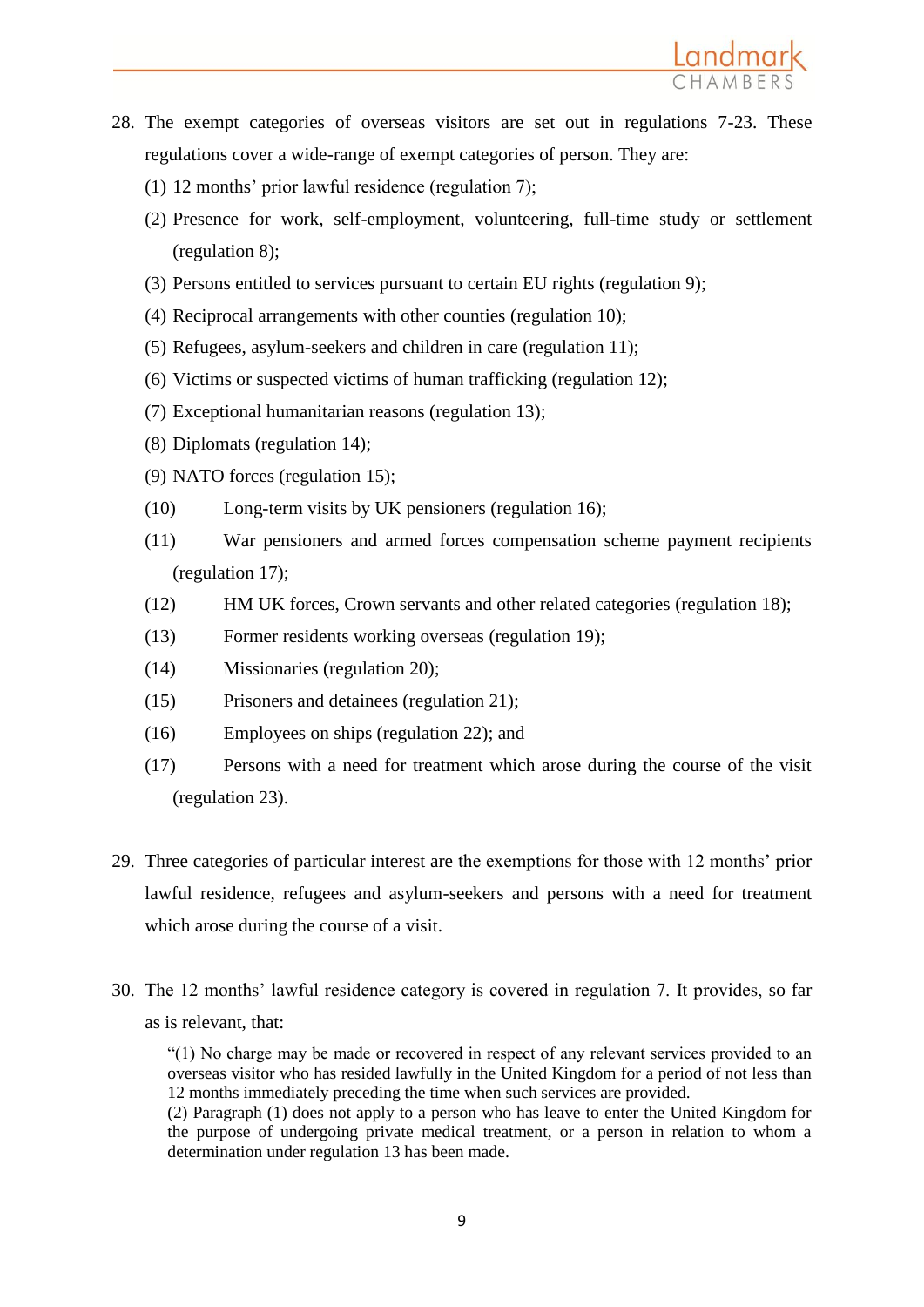28. The exempt categories of overseas visitors are set out in regulations 7-23. These regulations cover a wide-range of exempt categories of person. They are:

    (1) 12 months' prior lawful residence (regulation 7);

    (2) Presence for work, self-employment, volunteering, full-time study or settlement (regulation 8);

    (3) Persons entitled to services pursuant to certain EU rights (regulation 9);

    (4) Reciprocal arrangements with other counties (regulation 10);

    (5) Refugees, asylum-seekers and children in care (regulation 11);

    (6) Victims or suspected victims of human trafficking (regulation 12);

    (7) Exceptional humanitarian reasons (regulation 13);

    (8) Diplomats (regulation 14);

    (9) NATO forces (regulation 15);

    (10) Long-term visits by UK pensioners (regulation 16);

    (11) War pensioners and armed forces compensation scheme payment recipients (regulation 17);

    (12) HM UK forces, Crown servants and other related categories (regulation 18);

    (13) Former residents working overseas (regulation 19);

    (14) Missionaries (regulation 20);

    (15) Prisoners and detainees (regulation 21);

    (16) Employees on ships (regulation 22); and

    (17) Persons with a need for treatment which arose during the course of the visit (regulation 23).

29. Three categories of particular interest are the exemptions for those with 12 months' prior lawful residence, refugees and asylum-seekers and persons with a need for treatment which arose during the course of a visit.

30. The 12 months' lawful residence category is covered in regulation 7. It provides, so far as is relevant, that:

    > "(1) No charge may be made or recovered in respect of any relevant services provided to an overseas visitor who has resided lawfully in the United Kingdom for a period of not less than 12 months immediately preceding the time when such services are provided.
    > (2) Paragraph (1) does not apply to a person who has leave to enter the United Kingdom for the purpose of undergoing private medical treatment, or a person in relation to whom a determination under regulation 13 has been made.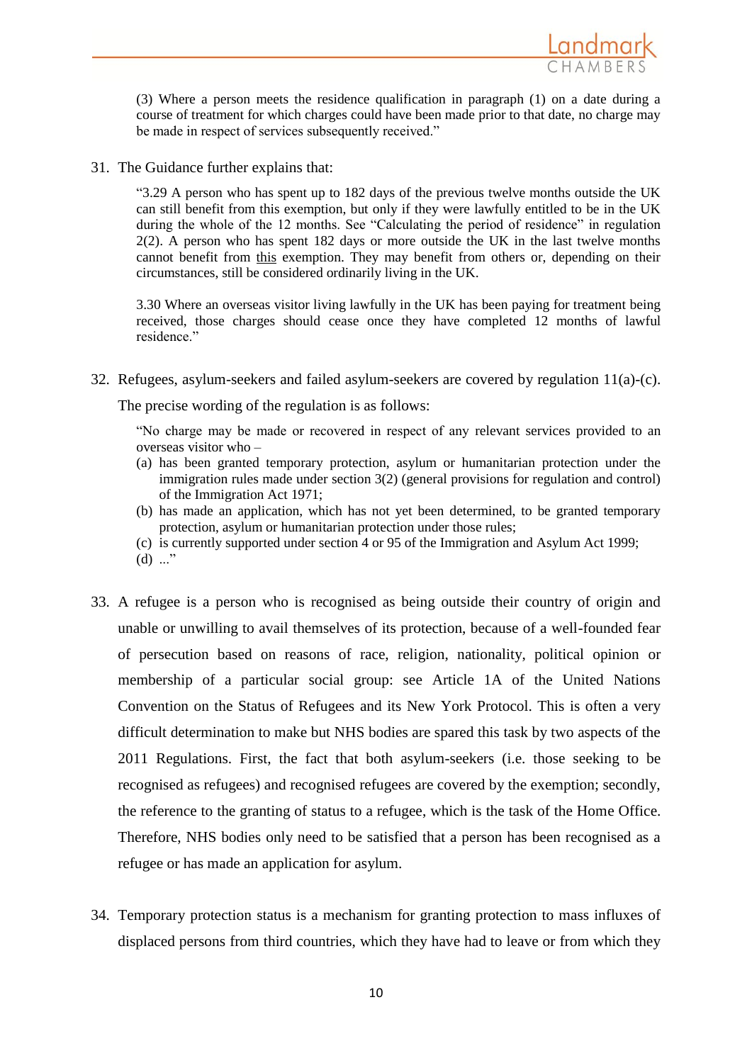> (3) Where a person meets the residence qualification in paragraph (1) on a date during a course of treatment for which charges could have been made prior to that date, no charge may be made in respect of services subsequently received."

31. The Guidance further explains that:

> "3.29 A person who has spent up to 182 days of the previous twelve months outside the UK can still benefit from this exemption, but only if they were lawfully entitled to be in the UK during the whole of the 12 months. See "Calculating the period of residence" in regulation 2(2). A person who has spent 182 days or more outside the UK in the last twelve months cannot benefit from <u>this</u> exemption. They may benefit from others or, depending on their circumstances, still be considered ordinarily living in the UK.
>
> 3.30 Where an overseas visitor living lawfully in the UK has been paying for treatment being received, those charges should cease once they have completed 12 months of lawful residence."

32. Refugees, asylum-seekers and failed asylum-seekers are covered by regulation 11(a)-(c). The precise wording of the regulation is as follows:

> "No charge may be made or recovered in respect of any relevant services provided to an overseas visitor who –
> (a) has been granted temporary protection, asylum or humanitarian protection under the immigration rules made under section 3(2) (general provisions for regulation and control) of the Immigration Act 1971;
> (b) has made an application, which has not yet been determined, to be granted temporary protection, asylum or humanitarian protection under those rules;
> (c) is currently supported under section 4 or 95 of the Immigration and Asylum Act 1999;
> (d) ..."

33. A refugee is a person who is recognised as being outside their country of origin and unable or unwilling to avail themselves of its protection, because of a well-founded fear of persecution based on reasons of race, religion, nationality, political opinion or membership of a particular social group: see Article 1A of the United Nations Convention on the Status of Refugees and its New York Protocol. This is often a very difficult determination to make but NHS bodies are spared this task by two aspects of the 2011 Regulations. First, the fact that both asylum-seekers (i.e. those seeking to be recognised as refugees) and recognised refugees are covered by the exemption; secondly, the reference to the granting of status to a refugee, which is the task of the Home Office. Therefore, NHS bodies only need to be satisfied that a person has been recognised as a refugee or has made an application for asylum.

34. Temporary protection status is a mechanism for granting protection to mass influxes of displaced persons from third countries, which they have had to leave or from which they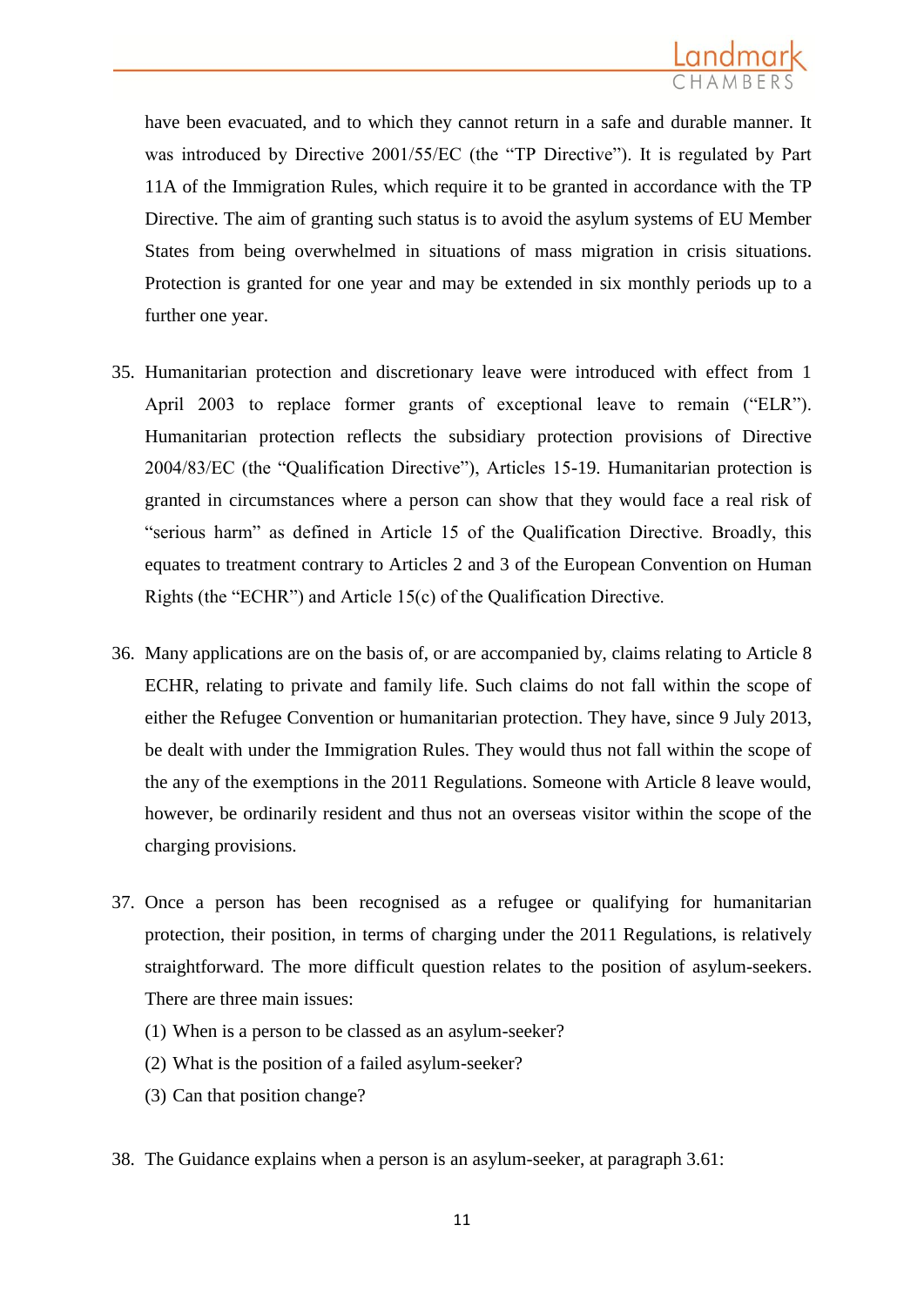have been evacuated, and to which they cannot return in a safe and durable manner. It was introduced by Directive 2001/55/EC (the "TP Directive"). It is regulated by Part 11A of the Immigration Rules, which require it to be granted in accordance with the TP Directive. The aim of granting such status is to avoid the asylum systems of EU Member States from being overwhelmed in situations of mass migration in crisis situations. Protection is granted for one year and may be extended in six monthly periods up to a further one year.

35. Humanitarian protection and discretionary leave were introduced with effect from 1 April 2003 to replace former grants of exceptional leave to remain ("ELR"). Humanitarian protection reflects the subsidiary protection provisions of Directive 2004/83/EC (the "Qualification Directive"), Articles 15-19. Humanitarian protection is granted in circumstances where a person can show that they would face a real risk of "serious harm" as defined in Article 15 of the Qualification Directive. Broadly, this equates to treatment contrary to Articles 2 and 3 of the European Convention on Human Rights (the "ECHR") and Article 15(c) of the Qualification Directive.

36. Many applications are on the basis of, or are accompanied by, claims relating to Article 8 ECHR, relating to private and family life. Such claims do not fall within the scope of either the Refugee Convention or humanitarian protection. They have, since 9 July 2013, be dealt with under the Immigration Rules. They would thus not fall within the scope of the any of the exemptions in the 2011 Regulations. Someone with Article 8 leave would, however, be ordinarily resident and thus not an overseas visitor within the scope of the charging provisions.

37. Once a person has been recognised as a refugee or qualifying for humanitarian protection, their position, in terms of charging under the 2011 Regulations, is relatively straightforward. The more difficult question relates to the position of asylum-seekers. There are three main issues:
    (1) When is a person to be classed as an asylum-seeker?
    (2) What is the position of a failed asylum-seeker?
    (3) Can that position change?

38. The Guidance explains when a person is an asylum-seeker, at paragraph 3.61: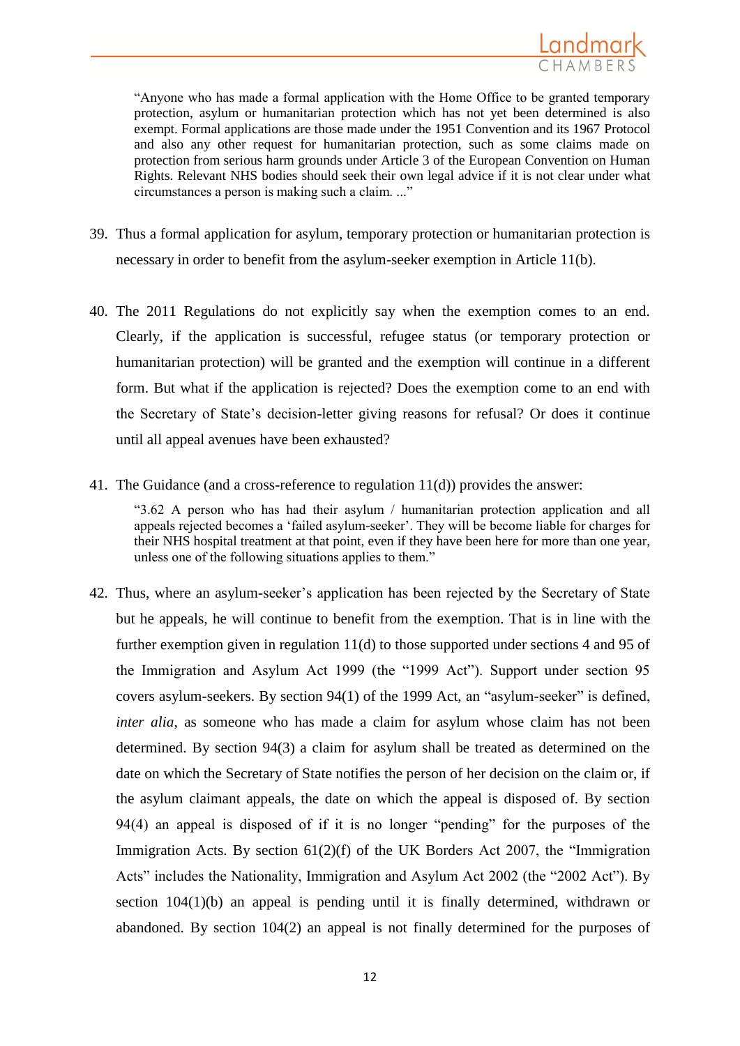> "Anyone who has made a formal application with the Home Office to be granted temporary protection, asylum or humanitarian protection which has not yet been determined is also exempt. Formal applications are those made under the 1951 Convention and its 1967 Protocol and also any other request for humanitarian protection, such as some claims made on protection from serious harm grounds under Article 3 of the European Convention on Human Rights. Relevant NHS bodies should seek their own legal advice if it is not clear under what circumstances a person is making such a claim. ..."

39. Thus a formal application for asylum, temporary protection or humanitarian protection is necessary in order to benefit from the asylum-seeker exemption in Article 11(b).

40. The 2011 Regulations do not explicitly say when the exemption comes to an end. Clearly, if the application is successful, refugee status (or temporary protection or humanitarian protection) will be granted and the exemption will continue in a different form. But what if the application is rejected? Does the exemption come to an end with the Secretary of State's decision-letter giving reasons for refusal? Or does it continue until all appeal avenues have been exhausted?

41. The Guidance (and a cross-reference to regulation 11(d)) provides the answer:

> "3.62 A person who has had their asylum / humanitarian protection application and all appeals rejected becomes a 'failed asylum-seeker'. They will be become liable for charges for their NHS hospital treatment at that point, even if they have been here for more than one year, unless one of the following situations applies to them."

42. Thus, where an asylum-seeker's application has been rejected by the Secretary of State but he appeals, he will continue to benefit from the exemption. That is in line with the further exemption given in regulation 11(d) to those supported under sections 4 and 95 of the Immigration and Asylum Act 1999 (the "1999 Act"). Support under section 95 covers asylum-seekers. By section 94(1) of the 1999 Act, an "asylum-seeker" is defined, *inter alia*, as someone who has made a claim for asylum whose claim has not been determined. By section 94(3) a claim for asylum shall be treated as determined on the date on which the Secretary of State notifies the person of her decision on the claim or, if the asylum claimant appeals, the date on which the appeal is disposed of. By section 94(4) an appeal is disposed of if it is no longer "pending" for the purposes of the Immigration Acts. By section 61(2)(f) of the UK Borders Act 2007, the "Immigration Acts" includes the Nationality, Immigration and Asylum Act 2002 (the "2002 Act"). By section 104(1)(b) an appeal is pending until it is finally determined, withdrawn or abandoned. By section 104(2) an appeal is not finally determined for the purposes of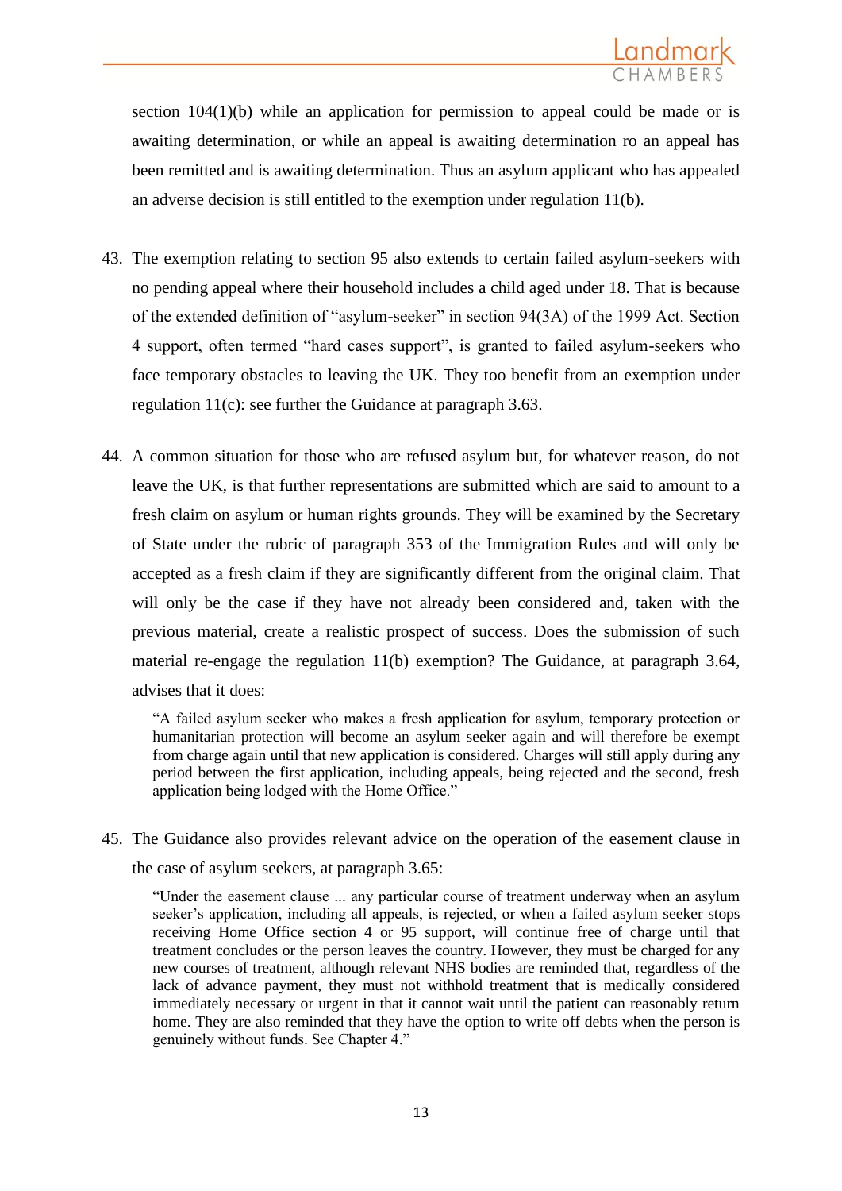section 104(1)(b) while an application for permission to appeal could be made or is awaiting determination, or while an appeal is awaiting determination ro an appeal has been remitted and is awaiting determination. Thus an asylum applicant who has appealed an adverse decision is still entitled to the exemption under regulation 11(b).

43. The exemption relating to section 95 also extends to certain failed asylum-seekers with no pending appeal where their household includes a child aged under 18. That is because of the extended definition of "asylum-seeker" in section 94(3A) of the 1999 Act. Section 4 support, often termed "hard cases support", is granted to failed asylum-seekers who face temporary obstacles to leaving the UK. They too benefit from an exemption under regulation 11(c): see further the Guidance at paragraph 3.63.

44. A common situation for those who are refused asylum but, for whatever reason, do not leave the UK, is that further representations are submitted which are said to amount to a fresh claim on asylum or human rights grounds. They will be examined by the Secretary of State under the rubric of paragraph 353 of the Immigration Rules and will only be accepted as a fresh claim if they are significantly different from the original claim. That will only be the case if they have not already been considered and, taken with the previous material, create a realistic prospect of success. Does the submission of such material re-engage the regulation 11(b) exemption? The Guidance, at paragraph 3.64, advises that it does:

> "A failed asylum seeker who makes a fresh application for asylum, temporary protection or humanitarian protection will become an asylum seeker again and will therefore be exempt from charge again until that new application is considered. Charges will still apply during any period between the first application, including appeals, being rejected and the second, fresh application being lodged with the Home Office."

45. The Guidance also provides relevant advice on the operation of the easement clause in the case of asylum seekers, at paragraph 3.65:

> "Under the easement clause ... any particular course of treatment underway when an asylum seeker's application, including all appeals, is rejected, or when a failed asylum seeker stops receiving Home Office section 4 or 95 support, will continue free of charge until that treatment concludes or the person leaves the country. However, they must be charged for any new courses of treatment, although relevant NHS bodies are reminded that, regardless of the lack of advance payment, they must not withhold treatment that is medically considered immediately necessary or urgent in that it cannot wait until the patient can reasonably return home. They are also reminded that they have the option to write off debts when the person is genuinely without funds. See Chapter 4."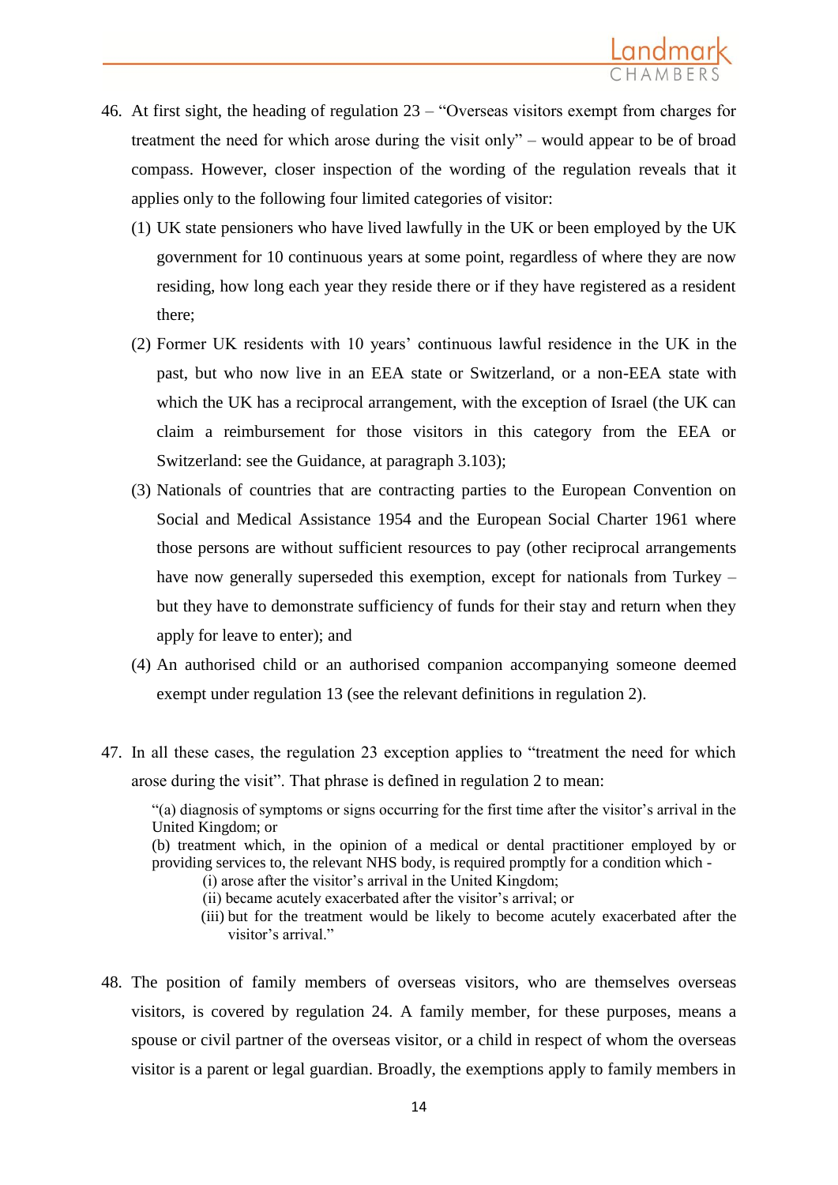46. At first sight, the heading of regulation 23 – "Overseas visitors exempt from charges for treatment the need for which arose during the visit only" – would appear to be of broad compass. However, closer inspection of the wording of the regulation reveals that it applies only to the following four limited categories of visitor:

    (1) UK state pensioners who have lived lawfully in the UK or been employed by the UK government for 10 continuous years at some point, regardless of where they are now residing, how long each year they reside there or if they have registered as a resident there;

    (2) Former UK residents with 10 years' continuous lawful residence in the UK in the past, but who now live in an EEA state or Switzerland, or a non-EEA state with which the UK has a reciprocal arrangement, with the exception of Israel (the UK can claim a reimbursement for those visitors in this category from the EEA or Switzerland: see the Guidance, at paragraph 3.103);

    (3) Nationals of countries that are contracting parties to the European Convention on Social and Medical Assistance 1954 and the European Social Charter 1961 where those persons are without sufficient resources to pay (other reciprocal arrangements have now generally superseded this exemption, except for nationals from Turkey – but they have to demonstrate sufficiency of funds for their stay and return when they apply for leave to enter); and

    (4) An authorised child or an authorised companion accompanying someone deemed exempt under regulation 13 (see the relevant definitions in regulation 2).

47. In all these cases, the regulation 23 exception applies to "treatment the need for which arose during the visit". That phrase is defined in regulation 2 to mean:

    > "(a) diagnosis of symptoms or signs occurring for the first time after the visitor's arrival in the United Kingdom; or
    >
    > (b) treatment which, in the opinion of a medical or dental practitioner employed by or providing services to, the relevant NHS body, is required promptly for a condition which -
    >
    > (i) arose after the visitor's arrival in the United Kingdom;
    >
    > (ii) became acutely exacerbated after the visitor's arrival; or
    >
    > (iii) but for the treatment would be likely to become acutely exacerbated after the visitor's arrival."

48. The position of family members of overseas visitors, who are themselves overseas visitors, is covered by regulation 24. A family member, for these purposes, means a spouse or civil partner of the overseas visitor, or a child in respect of whom the overseas visitor is a parent or legal guardian. Broadly, the exemptions apply to family members in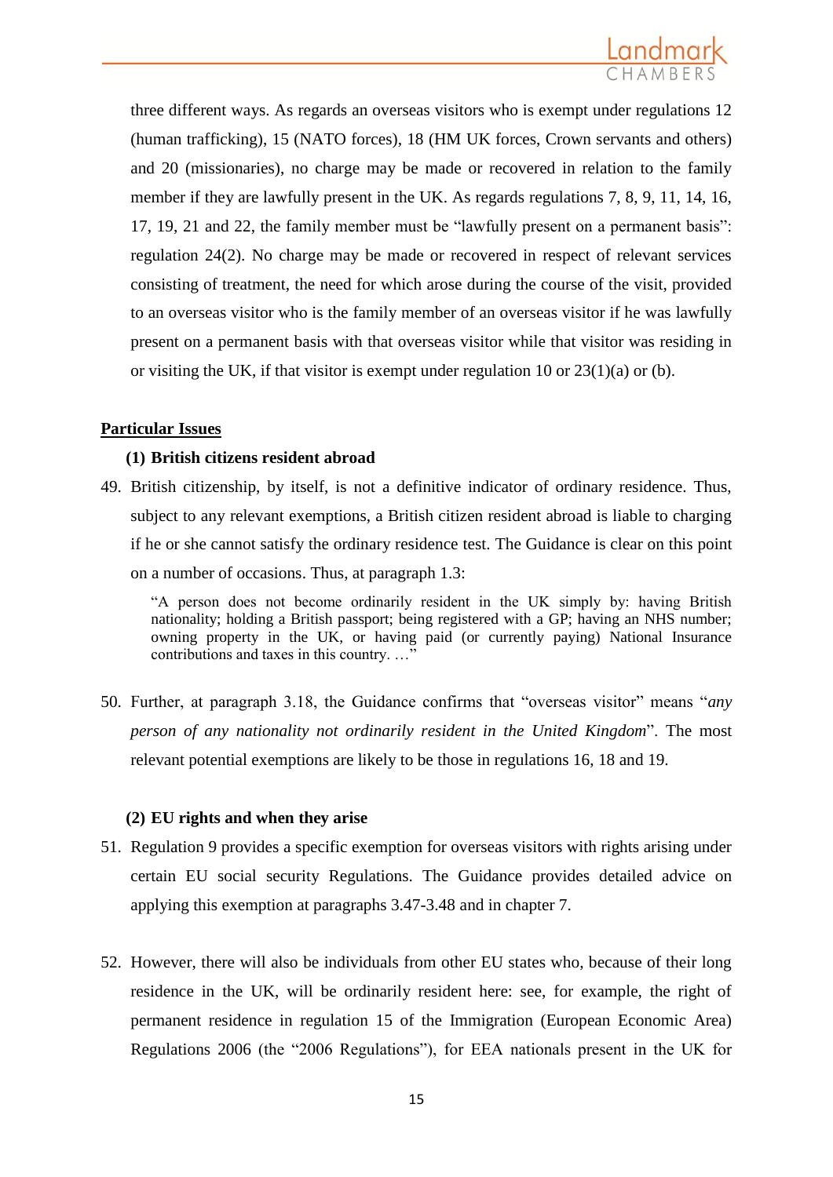three different ways. As regards an overseas visitors who is exempt under regulations 12 (human trafficking), 15 (NATO forces), 18 (HM UK forces, Crown servants and others) and 20 (missionaries), no charge may be made or recovered in relation to the family member if they are lawfully present in the UK. As regards regulations 7, 8, 9, 11, 14, 16, 17, 19, 21 and 22, the family member must be "lawfully present on a permanent basis": regulation 24(2). No charge may be made or recovered in respect of relevant services consisting of treatment, the need for which arose during the course of the visit, provided to an overseas visitor who is the family member of an overseas visitor if he was lawfully present on a permanent basis with that overseas visitor while that visitor was residing in or visiting the UK, if that visitor is exempt under regulation 10 or 23(1)(a) or (b).

## Particular Issues

### (1) British citizens resident abroad

49. British citizenship, by itself, is not a definitive indicator of ordinary residence. Thus, subject to any relevant exemptions, a British citizen resident abroad is liable to charging if he or she cannot satisfy the ordinary residence test. The Guidance is clear on this point on a number of occasions. Thus, at paragraph 1.3:

> "A person does not become ordinarily resident in the UK simply by: having British nationality; holding a British passport; being registered with a GP; having an NHS number; owning property in the UK, or having paid (or currently paying) National Insurance contributions and taxes in this country. …"

50. Further, at paragraph 3.18, the Guidance confirms that "overseas visitor" means "*any person of any nationality not ordinarily resident in the United Kingdom*". The most relevant potential exemptions are likely to be those in regulations 16, 18 and 19.

### (2) EU rights and when they arise

51. Regulation 9 provides a specific exemption for overseas visitors with rights arising under certain EU social security Regulations. The Guidance provides detailed advice on applying this exemption at paragraphs 3.47-3.48 and in chapter 7.

52. However, there will also be individuals from other EU states who, because of their long residence in the UK, will be ordinarily resident here: see, for example, the right of permanent residence in regulation 15 of the Immigration (European Economic Area) Regulations 2006 (the "2006 Regulations"), for EEA nationals present in the UK for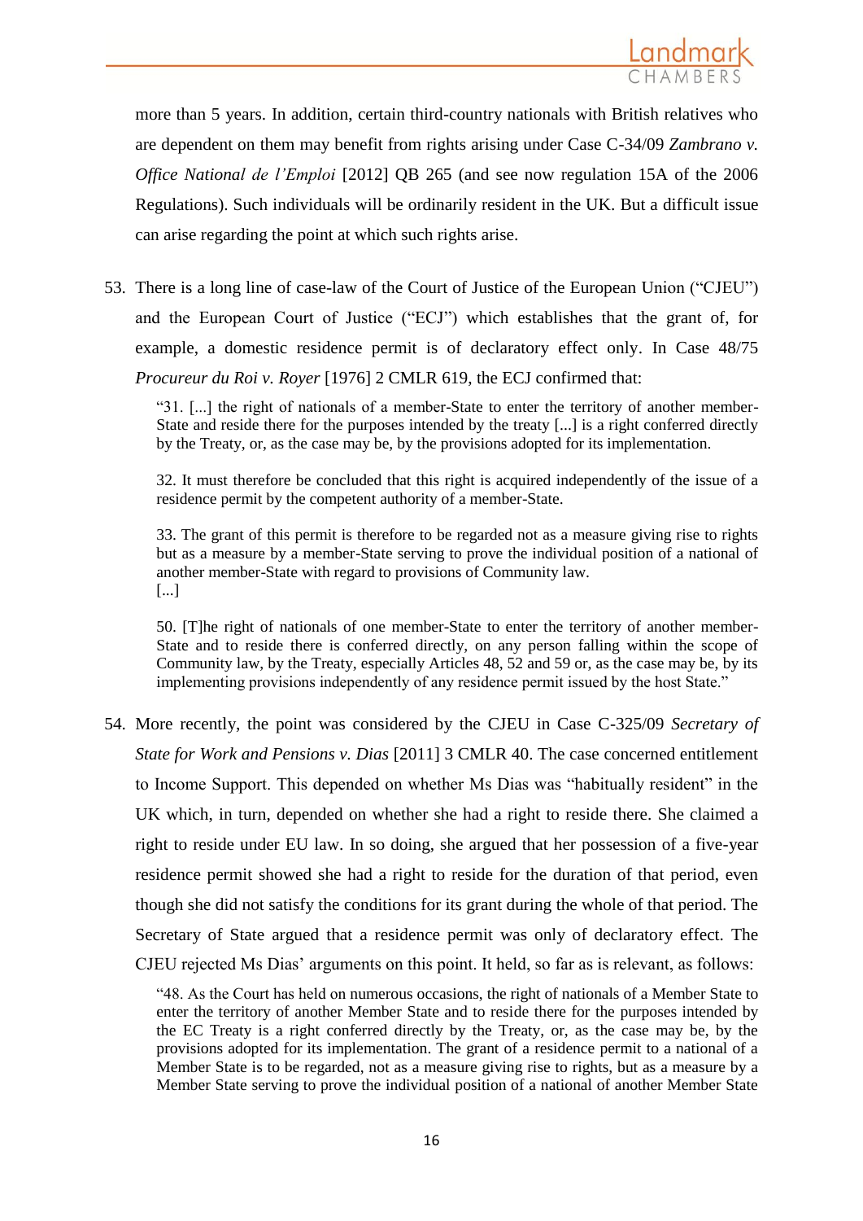more than 5 years. In addition, certain third-country nationals with British relatives who are dependent on them may benefit from rights arising under Case C-34/09 *Zambrano v. Office National de l'Emploi* [2012] QB 265 (and see now regulation 15A of the 2006 Regulations). Such individuals will be ordinarily resident in the UK. But a difficult issue can arise regarding the point at which such rights arise.

53. There is a long line of case-law of the Court of Justice of the European Union ("CJEU") and the European Court of Justice ("ECJ") which establishes that the grant of, for example, a domestic residence permit is of declaratory effect only. In Case 48/75 *Procureur du Roi v. Royer* [1976] 2 CMLR 619, the ECJ confirmed that:

> "31. [...] the right of nationals of a member-State to enter the territory of another member-State and reside there for the purposes intended by the treaty [...] is a right conferred directly by the Treaty, or, as the case may be, by the provisions adopted for its implementation.
>
> 32. It must therefore be concluded that this right is acquired independently of the issue of a residence permit by the competent authority of a member-State.
>
> 33. The grant of this permit is therefore to be regarded not as a measure giving rise to rights but as a measure by a member-State serving to prove the individual position of a national of another member-State with regard to provisions of Community law.
> [...]
>
> 50. [T]he right of nationals of one member-State to enter the territory of another member-State and to reside there is conferred directly, on any person falling within the scope of Community law, by the Treaty, especially Articles 48, 52 and 59 or, as the case may be, by its implementing provisions independently of any residence permit issued by the host State."

54. More recently, the point was considered by the CJEU in Case C-325/09 *Secretary of State for Work and Pensions v. Dias* [2011] 3 CMLR 40. The case concerned entitlement to Income Support. This depended on whether Ms Dias was "habitually resident" in the UK which, in turn, depended on whether she had a right to reside there. She claimed a right to reside under EU law. In so doing, she argued that her possession of a five-year residence permit showed she had a right to reside for the duration of that period, even though she did not satisfy the conditions for its grant during the whole of that period. The Secretary of State argued that a residence permit was only of declaratory effect. The CJEU rejected Ms Dias' arguments on this point. It held, so far as is relevant, as follows:

> "48. As the Court has held on numerous occasions, the right of nationals of a Member State to enter the territory of another Member State and to reside there for the purposes intended by the EC Treaty is a right conferred directly by the Treaty, or, as the case may be, by the provisions adopted for its implementation. The grant of a residence permit to a national of a Member State is to be regarded, not as a measure giving rise to rights, but as a measure by a Member State serving to prove the individual position of a national of another Member State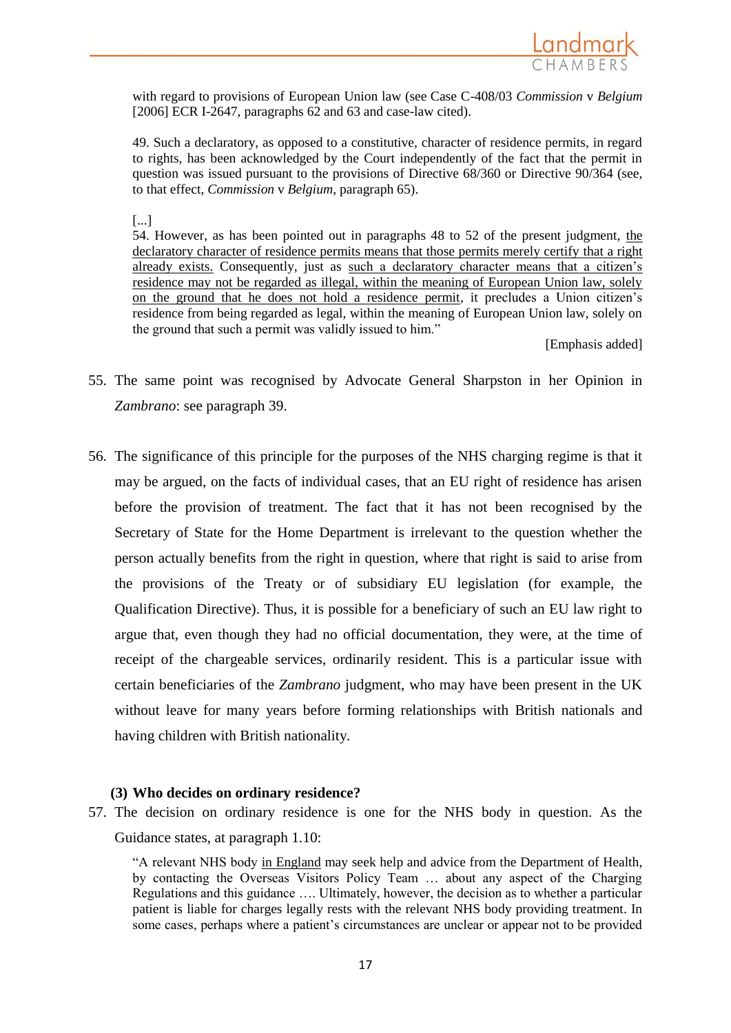with regard to provisions of European Union law (see Case C-408/03 *Commission* v *Belgium* [2006] ECR I-2647, paragraphs 62 and 63 and case-law cited).

> 49. Such a declaratory, as opposed to a constitutive, character of residence permits, in regard to rights, has been acknowledged by the Court independently of the fact that the permit in question was issued pursuant to the provisions of Directive 68/360 or Directive 90/364 (see, to that effect, *Commission* v *Belgium*, paragraph 65).
>
> [...]
>
> 54. However, as has been pointed out in paragraphs 48 to 52 of the present judgment, <u>the declaratory character of residence permits means that those permits merely certify that a right already exists.</u> Consequently, just as <u>such a declaratory character means that a citizen's residence may not be regarded as illegal, within the meaning of European Union law, solely on the ground that he does not hold a residence permit</u>, it precludes a Union citizen's residence from being regarded as legal, within the meaning of European Union law, solely on the ground that such a permit was validly issued to him."
>
> [Emphasis added]

55. The same point was recognised by Advocate General Sharpston in her Opinion in *Zambrano*: see paragraph 39.

56. The significance of this principle for the purposes of the NHS charging regime is that it may be argued, on the facts of individual cases, that an EU right of residence has arisen before the provision of treatment. The fact that it has not been recognised by the Secretary of State for the Home Department is irrelevant to the question whether the person actually benefits from the right in question, where that right is said to arise from the provisions of the Treaty or of subsidiary EU legislation (for example, the Qualification Directive). Thus, it is possible for a beneficiary of such an EU law right to argue that, even though they had no official documentation, they were, at the time of receipt of the chargeable services, ordinarily resident. This is a particular issue with certain beneficiaries of the *Zambrano* judgment, who may have been present in the UK without leave for many years before forming relationships with British nationals and having children with British nationality.

### (3) Who decides on ordinary residence?

57. The decision on ordinary residence is one for the NHS body in question. As the Guidance states, at paragraph 1.10:

> "A relevant NHS body <u>in England</u> may seek help and advice from the Department of Health, by contacting the Overseas Visitors Policy Team … about any aspect of the Charging Regulations and this guidance …. Ultimately, however, the decision as to whether a particular patient is liable for charges legally rests with the relevant NHS body providing treatment. In some cases, perhaps where a patient's circumstances are unclear or appear not to be provided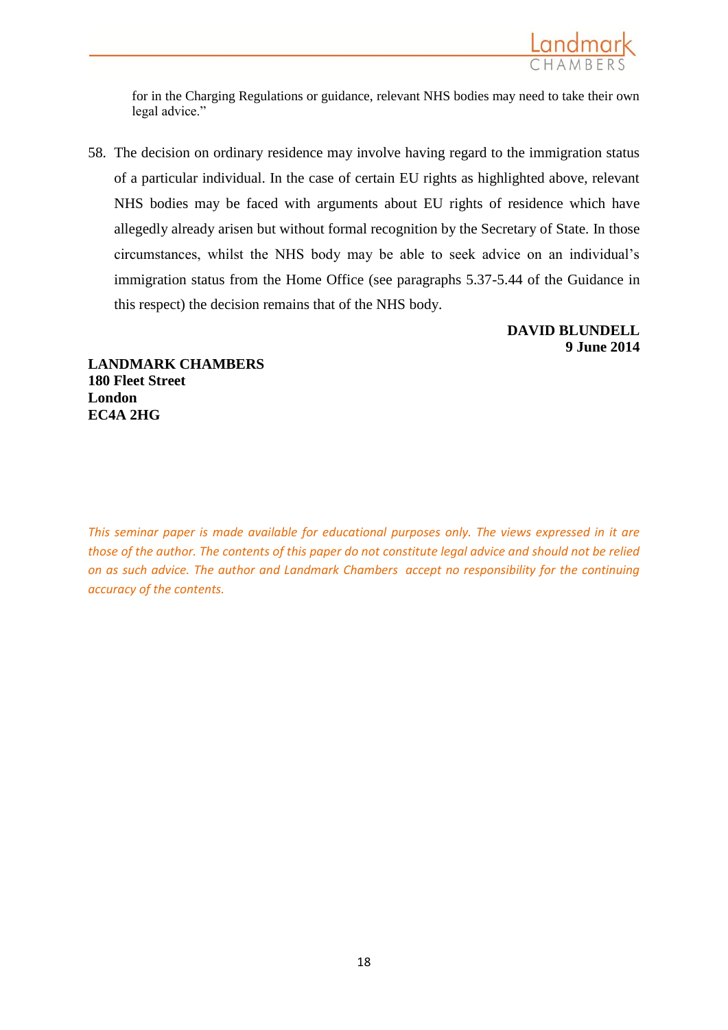for in the Charging Regulations or guidance, relevant NHS bodies may need to take their own legal advice."

58. The decision on ordinary residence may involve having regard to the immigration status of a particular individual. In the case of certain EU rights as highlighted above, relevant NHS bodies may be faced with arguments about EU rights of residence which have allegedly already arisen but without formal recognition by the Secretary of State. In those circumstances, whilst the NHS body may be able to seek advice on an individual's immigration status from the Home Office (see paragraphs 5.37-5.44 of the Guidance in this respect) the decision remains that of the NHS body.

**DAVID BLUNDELL**
**9 June 2014**

**LANDMARK CHAMBERS**
**180 Fleet Street**
**London**
**EC4A 2HG**

*This seminar paper is made available for educational purposes only. The views expressed in it are those of the author. The contents of this paper do not constitute legal advice and should not be relied on as such advice. The author and Landmark Chambers accept no responsibility for the continuing accuracy of the contents.*